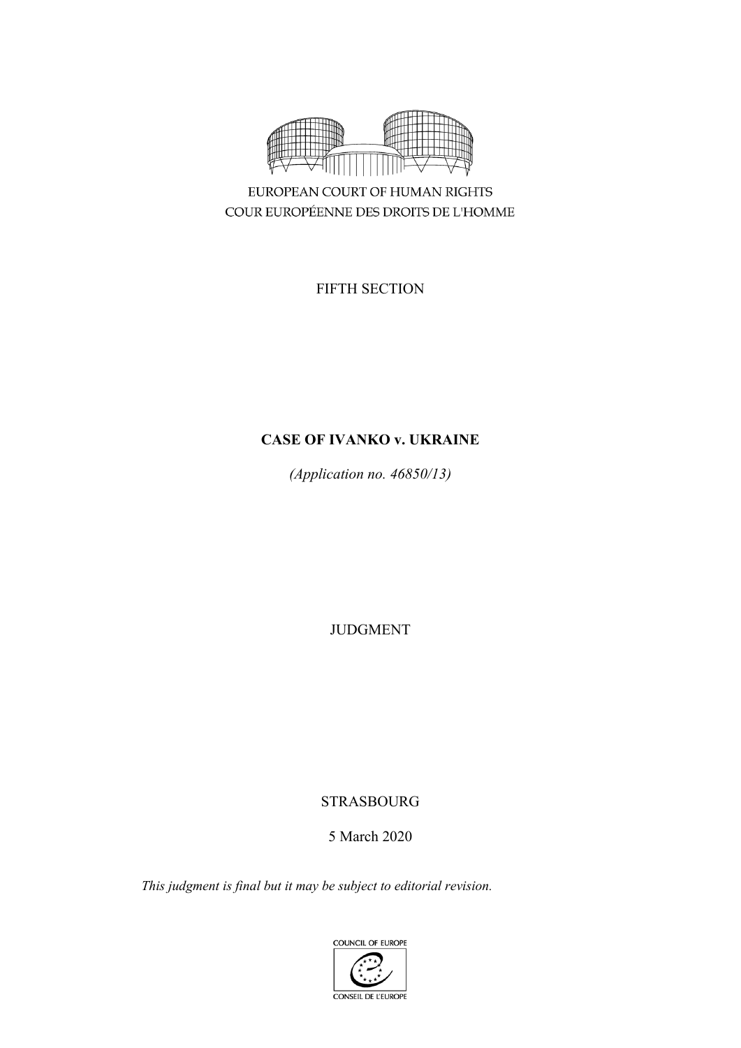EUROPEAN COURT OF HUMAN RIGHTS

COUR EUROPÉENNE DES DROITS DE L'HOMME

FIFTH SECTION

**CASE OF IVANKO v. UKRAINE**

*(Application no. 46850/13)*

JUDGMENT

STRASBOURG

5 March 2020

*This judgment is final but it may be subject to editorial revision.*

COUNCIL OF EUROPE

CONSEIL DE L'EUROPE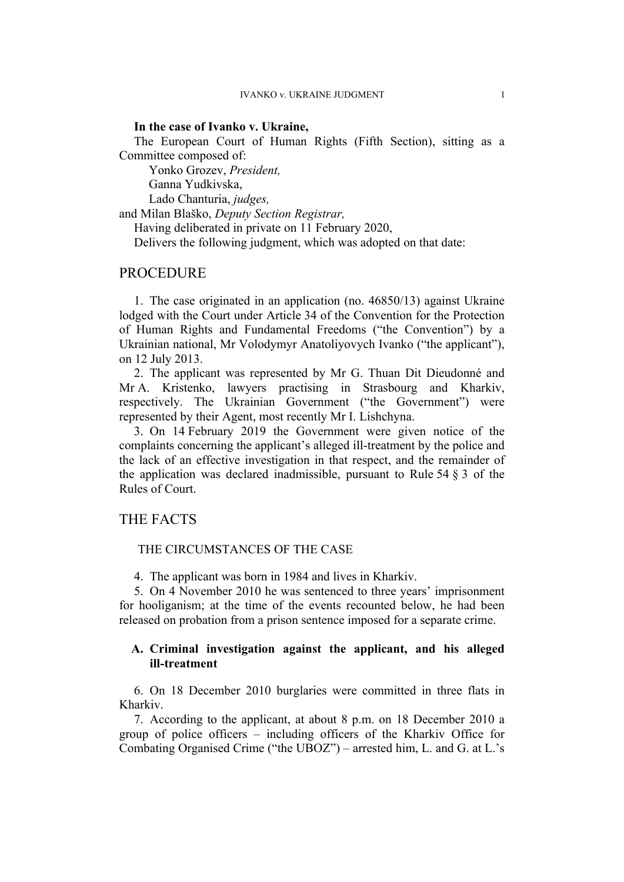**In the case of Ivanko v. Ukraine,**

The European Court of Human Rights (Fifth Section), sitting as a Committee composed of:

Yonko Grozev, *President,*
Ganna Yudkivska,
Lado Chanturia, *judges,*
and Milan Blaško, *Deputy Section Registrar,*

Having deliberated in private on 11 February 2020,

Delivers the following judgment, which was adopted on that date:

# PROCEDURE

1. The case originated in an application (no. 46850/13) against Ukraine lodged with the Court under Article 34 of the Convention for the Protection of Human Rights and Fundamental Freedoms ("the Convention") by a Ukrainian national, Mr Volodymyr Anatoliyovych Ivanko ("the applicant"), on 12 July 2013.

2. The applicant was represented by Mr G. Thuan Dit Dieudonné and Mr A. Kristenko, lawyers practising in Strasbourg and Kharkiv, respectively. The Ukrainian Government ("the Government") were represented by their Agent, most recently Mr I. Lishchyna.

3. On 14 February 2019 the Government were given notice of the complaints concerning the applicant's alleged ill-treatment by the police and the lack of an effective investigation in that respect, and the remainder of the application was declared inadmissible, pursuant to Rule 54 § 3 of the Rules of Court.

# THE FACTS

## THE CIRCUMSTANCES OF THE CASE

4. The applicant was born in 1984 and lives in Kharkiv.

5. On 4 November 2010 he was sentenced to three years' imprisonment for hooliganism; at the time of the events recounted below, he had been released on probation from a prison sentence imposed for a separate crime.

### A. Criminal investigation against the applicant, and his alleged ill-treatment

6. On 18 December 2010 burglaries were committed in three flats in Kharkiv.

7. According to the applicant, at about 8 p.m. on 18 December 2010 a group of police officers – including officers of the Kharkiv Office for Combating Organised Crime ("the UBOZ") – arrested him, L. and G. at L.'s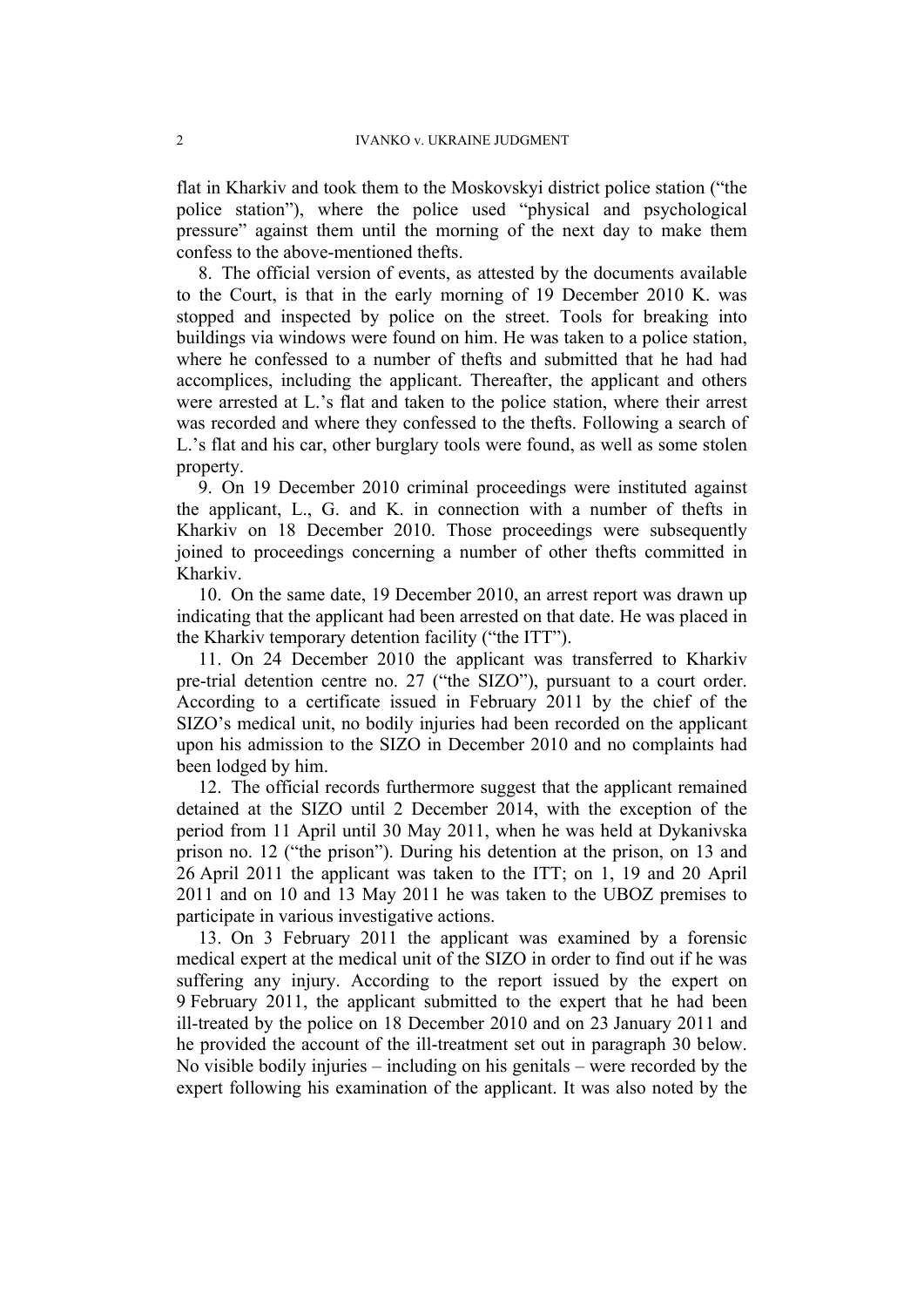flat in Kharkiv and took them to the Moskovskyi district police station ("the police station"), where the police used "physical and psychological pressure" against them until the morning of the next day to make them confess to the above-mentioned thefts.

8. The official version of events, as attested by the documents available to the Court, is that in the early morning of 19 December 2010 K. was stopped and inspected by police on the street. Tools for breaking into buildings via windows were found on him. He was taken to a police station, where he confessed to a number of thefts and submitted that he had had accomplices, including the applicant. Thereafter, the applicant and others were arrested at L.'s flat and taken to the police station, where their arrest was recorded and where they confessed to the thefts. Following a search of L.'s flat and his car, other burglary tools were found, as well as some stolen property.

9. On 19 December 2010 criminal proceedings were instituted against the applicant, L., G. and K. in connection with a number of thefts in Kharkiv on 18 December 2010. Those proceedings were subsequently joined to proceedings concerning a number of other thefts committed in Kharkiv.

10. On the same date, 19 December 2010, an arrest report was drawn up indicating that the applicant had been arrested on that date. He was placed in the Kharkiv temporary detention facility ("the ITT").

11. On 24 December 2010 the applicant was transferred to Kharkiv pre-trial detention centre no. 27 ("the SIZO"), pursuant to a court order. According to a certificate issued in February 2011 by the chief of the SIZO's medical unit, no bodily injuries had been recorded on the applicant upon his admission to the SIZO in December 2010 and no complaints had been lodged by him.

12. The official records furthermore suggest that the applicant remained detained at the SIZO until 2 December 2014, with the exception of the period from 11 April until 30 May 2011, when he was held at Dykanivska prison no. 12 ("the prison"). During his detention at the prison, on 13 and 26 April 2011 the applicant was taken to the ITT; on 1, 19 and 20 April 2011 and on 10 and 13 May 2011 he was taken to the UBOZ premises to participate in various investigative actions.

13. On 3 February 2011 the applicant was examined by a forensic medical expert at the medical unit of the SIZO in order to find out if he was suffering any injury. According to the report issued by the expert on 9 February 2011, the applicant submitted to the expert that he had been ill-treated by the police on 18 December 2010 and on 23 January 2011 and he provided the account of the ill-treatment set out in paragraph 30 below. No visible bodily injuries – including on his genitals – were recorded by the expert following his examination of the applicant. It was also noted by the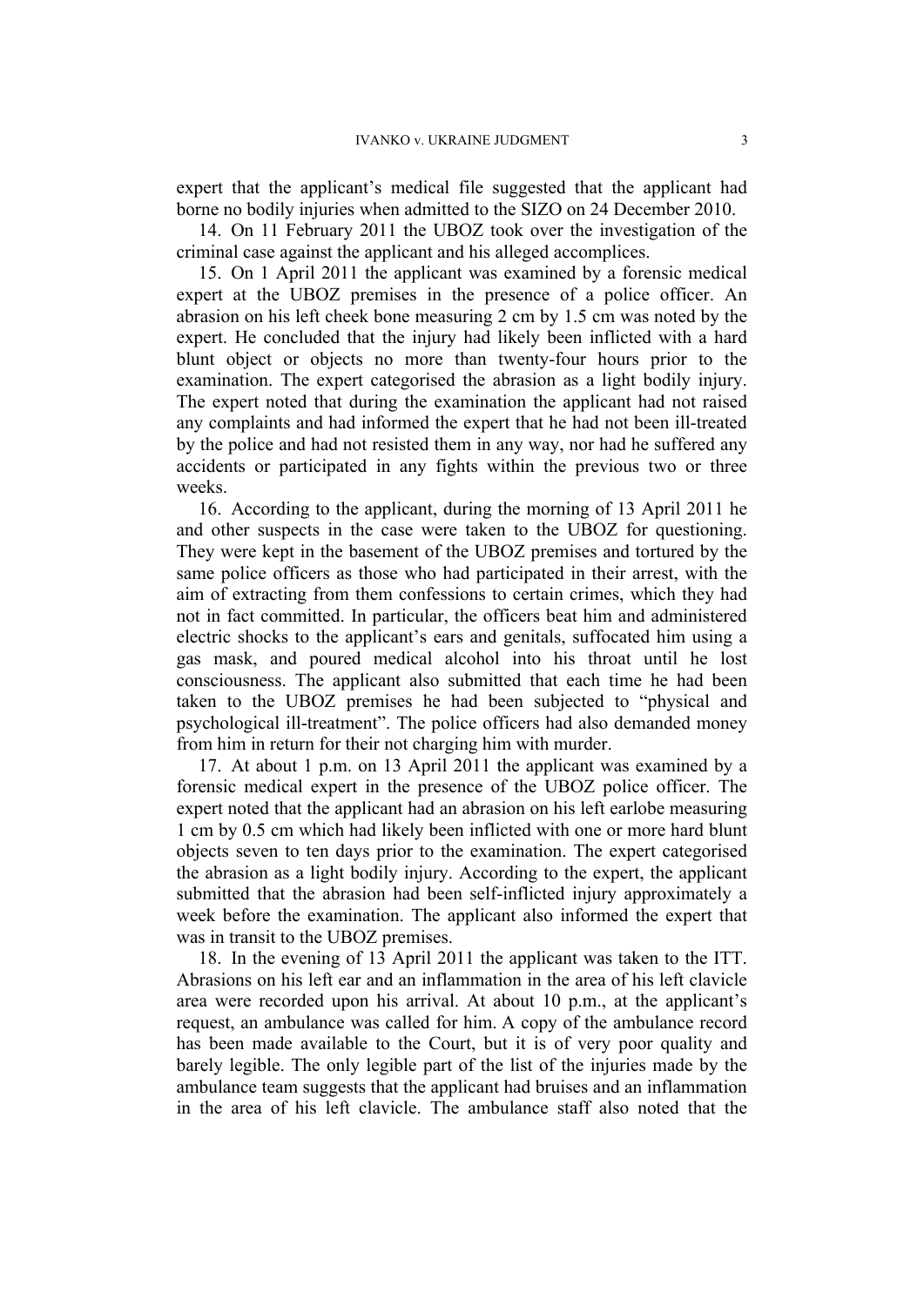expert that the applicant's medical file suggested that the applicant had borne no bodily injuries when admitted to the SIZO on 24 December 2010.

14. On 11 February 2011 the UBOZ took over the investigation of the criminal case against the applicant and his alleged accomplices.

15. On 1 April 2011 the applicant was examined by a forensic medical expert at the UBOZ premises in the presence of a police officer. An abrasion on his left cheek bone measuring 2 cm by 1.5 cm was noted by the expert. He concluded that the injury had likely been inflicted with a hard blunt object or objects no more than twenty-four hours prior to the examination. The expert categorised the abrasion as a light bodily injury. The expert noted that during the examination the applicant had not raised any complaints and had informed the expert that he had not been ill-treated by the police and had not resisted them in any way, nor had he suffered any accidents or participated in any fights within the previous two or three weeks.

16. According to the applicant, during the morning of 13 April 2011 he and other suspects in the case were taken to the UBOZ for questioning. They were kept in the basement of the UBOZ premises and tortured by the same police officers as those who had participated in their arrest, with the aim of extracting from them confessions to certain crimes, which they had not in fact committed. In particular, the officers beat him and administered electric shocks to the applicant's ears and genitals, suffocated him using a gas mask, and poured medical alcohol into his throat until he lost consciousness. The applicant also submitted that each time he had been taken to the UBOZ premises he had been subjected to "physical and psychological ill-treatment". The police officers had also demanded money from him in return for their not charging him with murder.

17. At about 1 p.m. on 13 April 2011 the applicant was examined by a forensic medical expert in the presence of the UBOZ police officer. The expert noted that the applicant had an abrasion on his left earlobe measuring 1 cm by 0.5 cm which had likely been inflicted with one or more hard blunt objects seven to ten days prior to the examination. The expert categorised the abrasion as a light bodily injury. According to the expert, the applicant submitted that the abrasion had been self-inflicted injury approximately a week before the examination. The applicant also informed the expert that was in transit to the UBOZ premises.

18. In the evening of 13 April 2011 the applicant was taken to the ITT. Abrasions on his left ear and an inflammation in the area of his left clavicle were recorded upon his arrival. At about 10 p.m., at the applicant's request, an ambulance was called for him. A copy of the ambulance record has been made available to the Court, but it is of very poor quality and barely legible. The only legible part of the list of the injuries made by the ambulance team suggests that the applicant had bruises and an inflammation in the area of his left clavicle. The ambulance staff also noted that the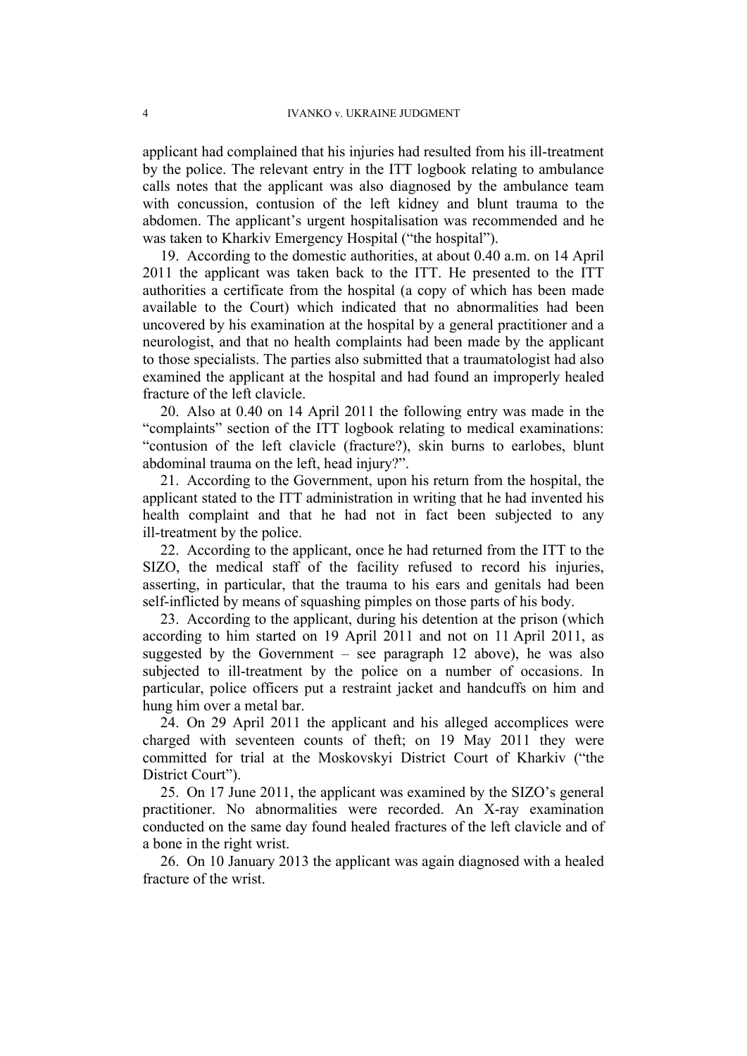applicant had complained that his injuries had resulted from his ill-treatment by the police. The relevant entry in the ITT logbook relating to ambulance calls notes that the applicant was also diagnosed by the ambulance team with concussion, contusion of the left kidney and blunt trauma to the abdomen. The applicant's urgent hospitalisation was recommended and he was taken to Kharkiv Emergency Hospital ("the hospital").

19. According to the domestic authorities, at about 0.40 a.m. on 14 April 2011 the applicant was taken back to the ITT. He presented to the ITT authorities a certificate from the hospital (a copy of which has been made available to the Court) which indicated that no abnormalities had been uncovered by his examination at the hospital by a general practitioner and a neurologist, and that no health complaints had been made by the applicant to those specialists. The parties also submitted that a traumatologist had also examined the applicant at the hospital and had found an improperly healed fracture of the left clavicle.

20. Also at 0.40 on 14 April 2011 the following entry was made in the "complaints" section of the ITT logbook relating to medical examinations: "contusion of the left clavicle (fracture?), skin burns to earlobes, blunt abdominal trauma on the left, head injury?".

21. According to the Government, upon his return from the hospital, the applicant stated to the ITT administration in writing that he had invented his health complaint and that he had not in fact been subjected to any ill-treatment by the police.

22. According to the applicant, once he had returned from the ITT to the SIZO, the medical staff of the facility refused to record his injuries, asserting, in particular, that the trauma to his ears and genitals had been self-inflicted by means of squashing pimples on those parts of his body.

23. According to the applicant, during his detention at the prison (which according to him started on 19 April 2011 and not on 11 April 2011, as suggested by the Government – see paragraph 12 above), he was also subjected to ill-treatment by the police on a number of occasions. In particular, police officers put a restraint jacket and handcuffs on him and hung him over a metal bar.

24. On 29 April 2011 the applicant and his alleged accomplices were charged with seventeen counts of theft; on 19 May 2011 they were committed for trial at the Moskovskyi District Court of Kharkiv ("the District Court").

25. On 17 June 2011, the applicant was examined by the SIZO's general practitioner. No abnormalities were recorded. An X-ray examination conducted on the same day found healed fractures of the left clavicle and of a bone in the right wrist.

26. On 10 January 2013 the applicant was again diagnosed with a healed fracture of the wrist.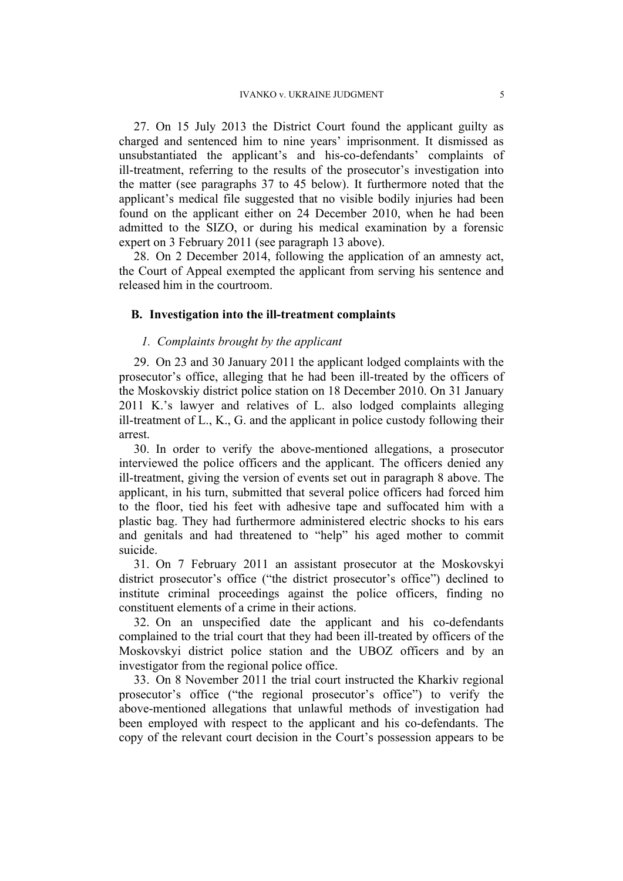27. On 15 July 2013 the District Court found the applicant guilty as charged and sentenced him to nine years' imprisonment. It dismissed as unsubstantiated the applicant's and his-co-defendants' complaints of ill-treatment, referring to the results of the prosecutor's investigation into the matter (see paragraphs 37 to 45 below). It furthermore noted that the applicant's medical file suggested that no visible bodily injuries had been found on the applicant either on 24 December 2010, when he had been admitted to the SIZO, or during his medical examination by a forensic expert on 3 February 2011 (see paragraph 13 above).

28. On 2 December 2014, following the application of an amnesty act, the Court of Appeal exempted the applicant from serving his sentence and released him in the courtroom.

## B. Investigation into the ill-treatment complaints

### *1. Complaints brought by the applicant*

29. On 23 and 30 January 2011 the applicant lodged complaints with the prosecutor's office, alleging that he had been ill-treated by the officers of the Moskovskiy district police station on 18 December 2010. On 31 January 2011 K.'s lawyer and relatives of L. also lodged complaints alleging ill-treatment of L., K., G. and the applicant in police custody following their arrest.

30. In order to verify the above-mentioned allegations, a prosecutor interviewed the police officers and the applicant. The officers denied any ill-treatment, giving the version of events set out in paragraph 8 above. The applicant, in his turn, submitted that several police officers had forced him to the floor, tied his feet with adhesive tape and suffocated him with a plastic bag. They had furthermore administered electric shocks to his ears and genitals and had threatened to "help" his aged mother to commit suicide.

31. On 7 February 2011 an assistant prosecutor at the Moskovskyi district prosecutor's office ("the district prosecutor's office") declined to institute criminal proceedings against the police officers, finding no constituent elements of a crime in their actions.

32. On an unspecified date the applicant and his co-defendants complained to the trial court that they had been ill-treated by officers of the Moskovskyi district police station and the UBOZ officers and by an investigator from the regional police office.

33. On 8 November 2011 the trial court instructed the Kharkiv regional prosecutor's office ("the regional prosecutor's office") to verify the above-mentioned allegations that unlawful methods of investigation had been employed with respect to the applicant and his co-defendants. The copy of the relevant court decision in the Court's possession appears to be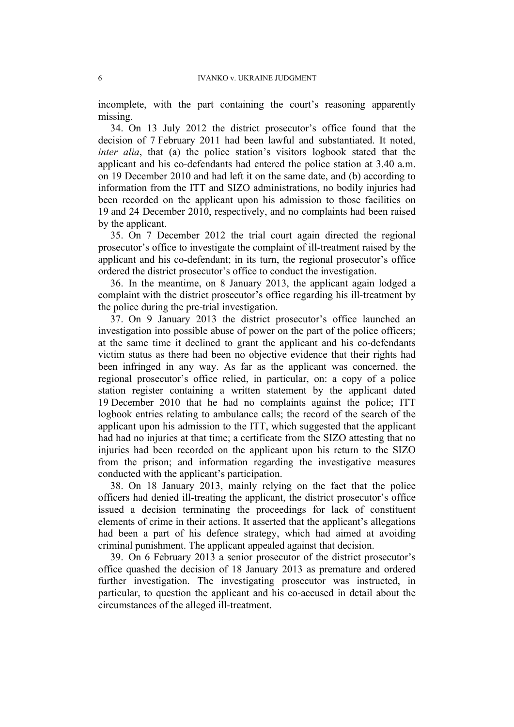incomplete, with the part containing the court's reasoning apparently missing.

34. On 13 July 2012 the district prosecutor's office found that the decision of 7 February 2011 had been lawful and substantiated. It noted, *inter alia*, that (a) the police station's visitors logbook stated that the applicant and his co-defendants had entered the police station at 3.40 a.m. on 19 December 2010 and had left it on the same date, and (b) according to information from the ITT and SIZO administrations, no bodily injuries had been recorded on the applicant upon his admission to those facilities on 19 and 24 December 2010, respectively, and no complaints had been raised by the applicant.

35. On 7 December 2012 the trial court again directed the regional prosecutor's office to investigate the complaint of ill-treatment raised by the applicant and his co-defendant; in its turn, the regional prosecutor's office ordered the district prosecutor's office to conduct the investigation.

36. In the meantime, on 8 January 2013, the applicant again lodged a complaint with the district prosecutor's office regarding his ill-treatment by the police during the pre-trial investigation.

37. On 9 January 2013 the district prosecutor's office launched an investigation into possible abuse of power on the part of the police officers; at the same time it declined to grant the applicant and his co-defendants victim status as there had been no objective evidence that their rights had been infringed in any way. As far as the applicant was concerned, the regional prosecutor's office relied, in particular, on: a copy of a police station register containing a written statement by the applicant dated 19 December 2010 that he had no complaints against the police; ITT logbook entries relating to ambulance calls; the record of the search of the applicant upon his admission to the ITT, which suggested that the applicant had had no injuries at that time; a certificate from the SIZO attesting that no injuries had been recorded on the applicant upon his return to the SIZO from the prison; and information regarding the investigative measures conducted with the applicant's participation.

38. On 18 January 2013, mainly relying on the fact that the police officers had denied ill-treating the applicant, the district prosecutor's office issued a decision terminating the proceedings for lack of constituent elements of crime in their actions. It asserted that the applicant's allegations had been a part of his defence strategy, which had aimed at avoiding criminal punishment. The applicant appealed against that decision.

39. On 6 February 2013 a senior prosecutor of the district prosecutor's office quashed the decision of 18 January 2013 as premature and ordered further investigation. The investigating prosecutor was instructed, in particular, to question the applicant and his co-accused in detail about the circumstances of the alleged ill-treatment.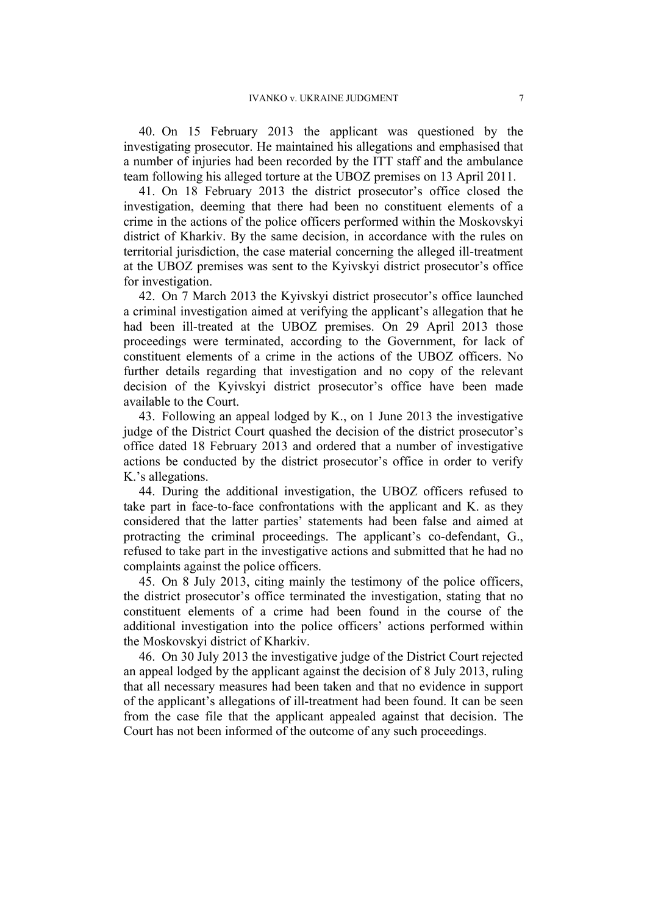40. On 15 February 2013 the applicant was questioned by the investigating prosecutor. He maintained his allegations and emphasised that a number of injuries had been recorded by the ITT staff and the ambulance team following his alleged torture at the UBOZ premises on 13 April 2011.

41. On 18 February 2013 the district prosecutor's office closed the investigation, deeming that there had been no constituent elements of a crime in the actions of the police officers performed within the Moskovskyi district of Kharkiv. By the same decision, in accordance with the rules on territorial jurisdiction, the case material concerning the alleged ill-treatment at the UBOZ premises was sent to the Kyivskyi district prosecutor's office for investigation.

42. On 7 March 2013 the Kyivskyi district prosecutor's office launched a criminal investigation aimed at verifying the applicant's allegation that he had been ill-treated at the UBOZ premises. On 29 April 2013 those proceedings were terminated, according to the Government, for lack of constituent elements of a crime in the actions of the UBOZ officers. No further details regarding that investigation and no copy of the relevant decision of the Kyivskyi district prosecutor's office have been made available to the Court.

43. Following an appeal lodged by K., on 1 June 2013 the investigative judge of the District Court quashed the decision of the district prosecutor's office dated 18 February 2013 and ordered that a number of investigative actions be conducted by the district prosecutor's office in order to verify K.'s allegations.

44. During the additional investigation, the UBOZ officers refused to take part in face-to-face confrontations with the applicant and K. as they considered that the latter parties' statements had been false and aimed at protracting the criminal proceedings. The applicant's co-defendant, G., refused to take part in the investigative actions and submitted that he had no complaints against the police officers.

45. On 8 July 2013, citing mainly the testimony of the police officers, the district prosecutor's office terminated the investigation, stating that no constituent elements of a crime had been found in the course of the additional investigation into the police officers' actions performed within the Moskovskyi district of Kharkiv.

46. On 30 July 2013 the investigative judge of the District Court rejected an appeal lodged by the applicant against the decision of 8 July 2013, ruling that all necessary measures had been taken and that no evidence in support of the applicant's allegations of ill-treatment had been found. It can be seen from the case file that the applicant appealed against that decision. The Court has not been informed of the outcome of any such proceedings.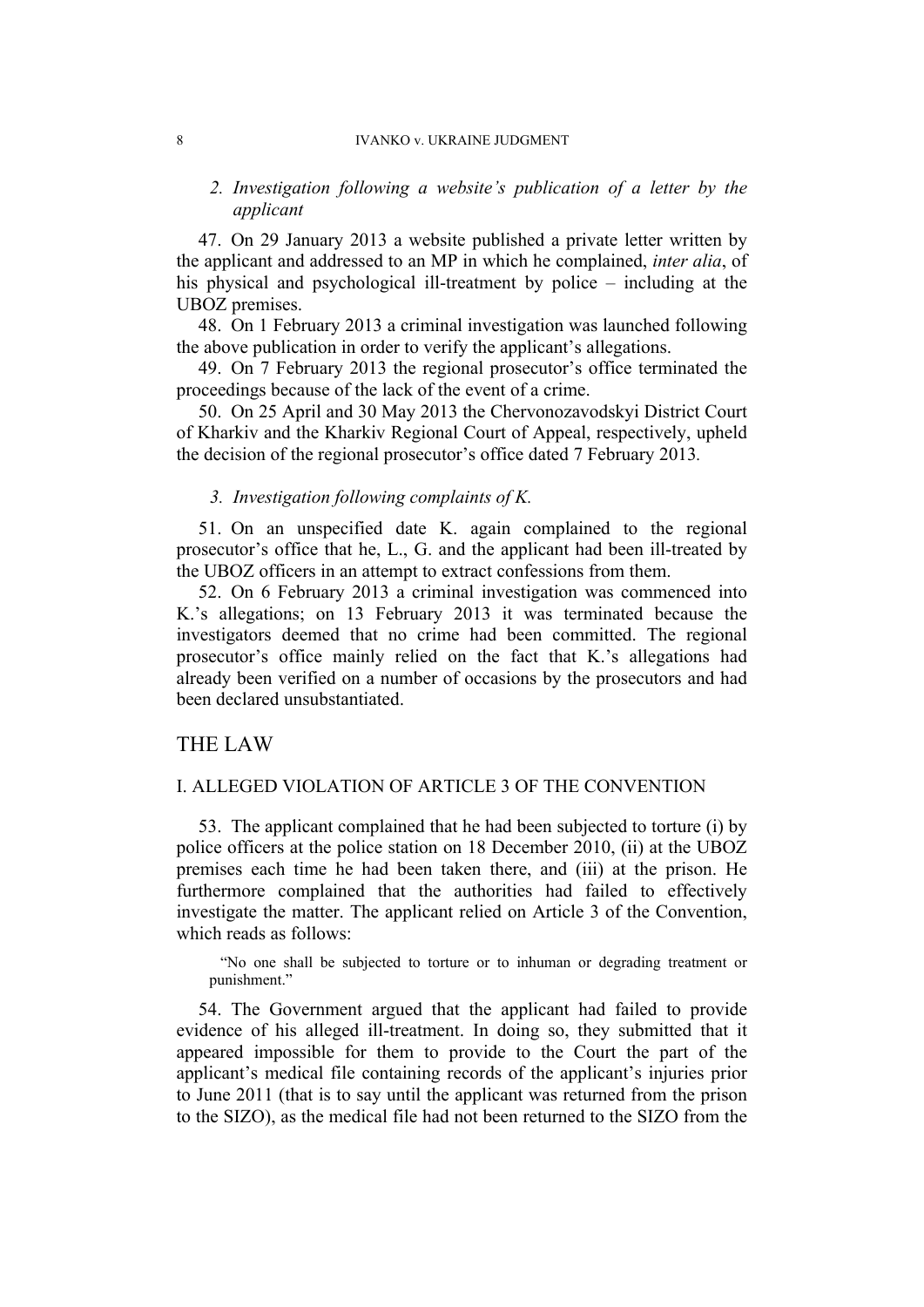### 2. *Investigation following a website's publication of a letter by the applicant*

47. On 29 January 2013 a website published a private letter written by the applicant and addressed to an MP in which he complained, *inter alia*, of his physical and psychological ill-treatment by police – including at the UBOZ premises.

48. On 1 February 2013 a criminal investigation was launched following the above publication in order to verify the applicant's allegations.

49. On 7 February 2013 the regional prosecutor's office terminated the proceedings because of the lack of the event of a crime.

50. On 25 April and 30 May 2013 the Chervonozavodskyi District Court of Kharkiv and the Kharkiv Regional Court of Appeal, respectively, upheld the decision of the regional prosecutor's office dated 7 February 2013.

### 3. *Investigation following complaints of K.*

51. On an unspecified date K. again complained to the regional prosecutor's office that he, L., G. and the applicant had been ill-treated by the UBOZ officers in an attempt to extract confessions from them.

52. On 6 February 2013 a criminal investigation was commenced into K.'s allegations; on 13 February 2013 it was terminated because the investigators deemed that no crime had been committed. The regional prosecutor's office mainly relied on the fact that K.'s allegations had already been verified on a number of occasions by the prosecutors and had been declared unsubstantiated.

# THE LAW

## I. ALLEGED VIOLATION OF ARTICLE 3 OF THE CONVENTION

53. The applicant complained that he had been subjected to torture (i) by police officers at the police station on 18 December 2010, (ii) at the UBOZ premises each time he had been taken there, and (iii) at the prison. He furthermore complained that the authorities had failed to effectively investigate the matter. The applicant relied on Article 3 of the Convention, which reads as follows:

> "No one shall be subjected to torture or to inhuman or degrading treatment or punishment."

54. The Government argued that the applicant had failed to provide evidence of his alleged ill-treatment. In doing so, they submitted that it appeared impossible for them to provide to the Court the part of the applicant's medical file containing records of the applicant's injuries prior to June 2011 (that is to say until the applicant was returned from the prison to the SIZO), as the medical file had not been returned to the SIZO from the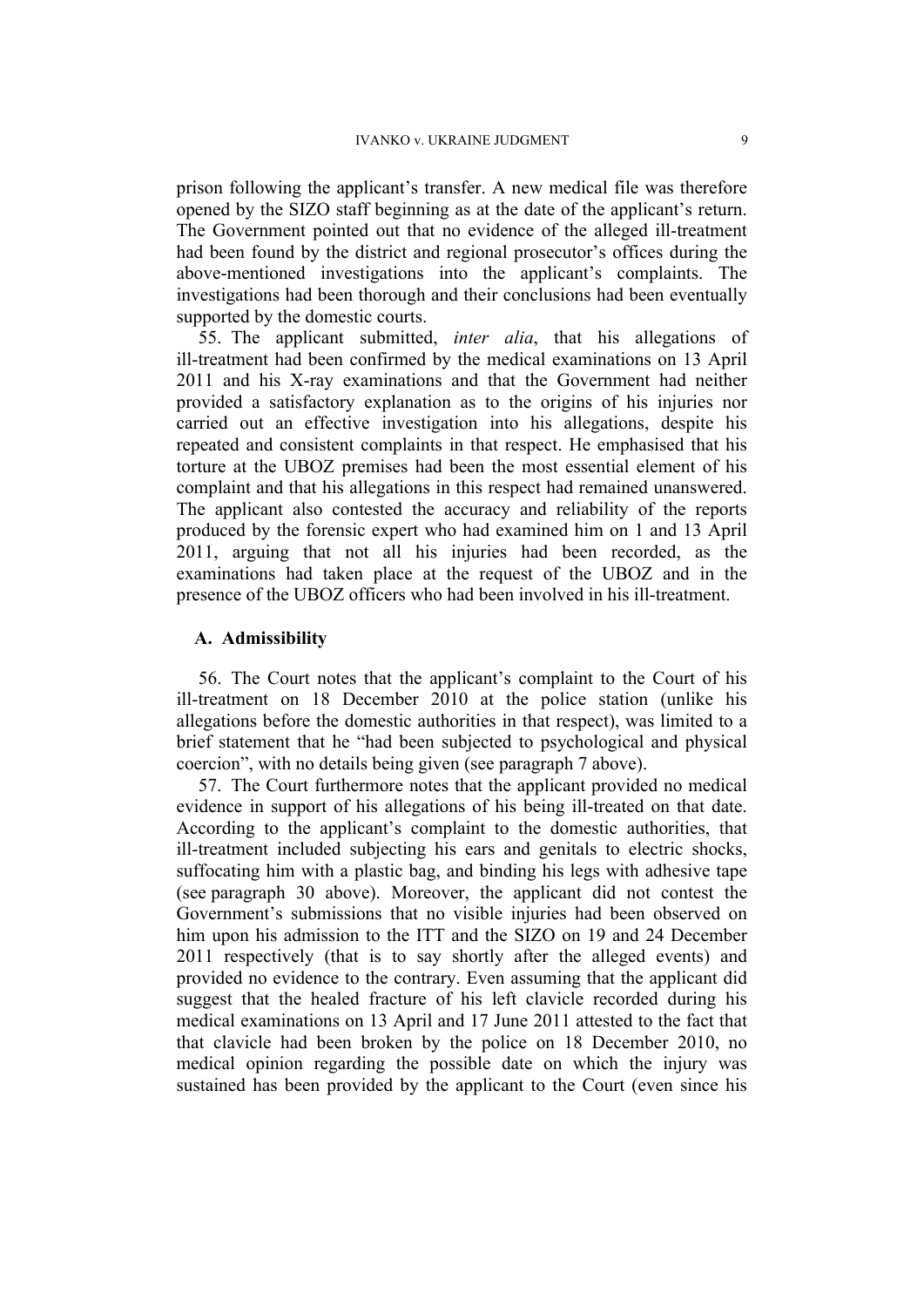prison following the applicant's transfer. A new medical file was therefore opened by the SIZO staff beginning as at the date of the applicant's return. The Government pointed out that no evidence of the alleged ill-treatment had been found by the district and regional prosecutor's offices during the above-mentioned investigations into the applicant's complaints. The investigations had been thorough and their conclusions had been eventually supported by the domestic courts.

55. The applicant submitted, *inter alia*, that his allegations of ill-treatment had been confirmed by the medical examinations on 13 April 2011 and his X-ray examinations and that the Government had neither provided a satisfactory explanation as to the origins of his injuries nor carried out an effective investigation into his allegations, despite his repeated and consistent complaints in that respect. He emphasised that his torture at the UBOZ premises had been the most essential element of his complaint and that his allegations in this respect had remained unanswered. The applicant also contested the accuracy and reliability of the reports produced by the forensic expert who had examined him on 1 and 13 April 2011, arguing that not all his injuries had been recorded, as the examinations had taken place at the request of the UBOZ and in the presence of the UBOZ officers who had been involved in his ill-treatment.

## A. Admissibility

56. The Court notes that the applicant's complaint to the Court of his ill-treatment on 18 December 2010 at the police station (unlike his allegations before the domestic authorities in that respect), was limited to a brief statement that he "had been subjected to psychological and physical coercion", with no details being given (see paragraph 7 above).

57. The Court furthermore notes that the applicant provided no medical evidence in support of his allegations of his being ill-treated on that date. According to the applicant's complaint to the domestic authorities, that ill-treatment included subjecting his ears and genitals to electric shocks, suffocating him with a plastic bag, and binding his legs with adhesive tape (see paragraph 30 above). Moreover, the applicant did not contest the Government's submissions that no visible injuries had been observed on him upon his admission to the ITT and the SIZO on 19 and 24 December 2011 respectively (that is to say shortly after the alleged events) and provided no evidence to the contrary. Even assuming that the applicant did suggest that the healed fracture of his left clavicle recorded during his medical examinations on 13 April and 17 June 2011 attested to the fact that that clavicle had been broken by the police on 18 December 2010, no medical opinion regarding the possible date on which the injury was sustained has been provided by the applicant to the Court (even since his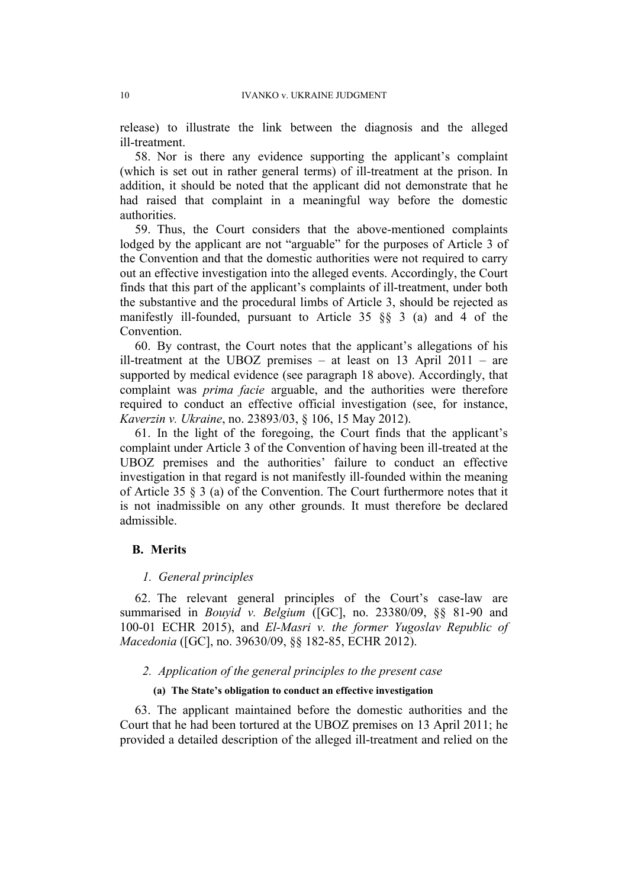release) to illustrate the link between the diagnosis and the alleged ill-treatment.

58. Nor is there any evidence supporting the applicant's complaint (which is set out in rather general terms) of ill-treatment at the prison. In addition, it should be noted that the applicant did not demonstrate that he had raised that complaint in a meaningful way before the domestic authorities.

59. Thus, the Court considers that the above-mentioned complaints lodged by the applicant are not "arguable" for the purposes of Article 3 of the Convention and that the domestic authorities were not required to carry out an effective investigation into the alleged events. Accordingly, the Court finds that this part of the applicant's complaints of ill-treatment, under both the substantive and the procedural limbs of Article 3, should be rejected as manifestly ill-founded, pursuant to Article 35 §§ 3 (a) and 4 of the Convention.

60. By contrast, the Court notes that the applicant's allegations of his ill-treatment at the UBOZ premises – at least on 13 April 2011 – are supported by medical evidence (see paragraph 18 above). Accordingly, that complaint was *prima facie* arguable, and the authorities were therefore required to conduct an effective official investigation (see, for instance, *Kaverzin v. Ukraine*, no. 23893/03, § 106, 15 May 2012).

61. In the light of the foregoing, the Court finds that the applicant's complaint under Article 3 of the Convention of having been ill-treated at the UBOZ premises and the authorities' failure to conduct an effective investigation in that regard is not manifestly ill-founded within the meaning of Article 35 § 3 (a) of the Convention. The Court furthermore notes that it is not inadmissible on any other grounds. It must therefore be declared admissible.

## B. Merits

### *1. General principles*

62. The relevant general principles of the Court's case-law are summarised in *Bouyid v. Belgium* ([GC], no. 23380/09, §§ 81-90 and 100-01 ECHR 2015), and *El-Masri v. the former Yugoslav Republic of Macedonia* ([GC], no. 39630/09, §§ 182-85, ECHR 2012).

### *2. Application of the general principles to the present case*

#### **(a) The State's obligation to conduct an effective investigation**

63. The applicant maintained before the domestic authorities and the Court that he had been tortured at the UBOZ premises on 13 April 2011; he provided a detailed description of the alleged ill-treatment and relied on the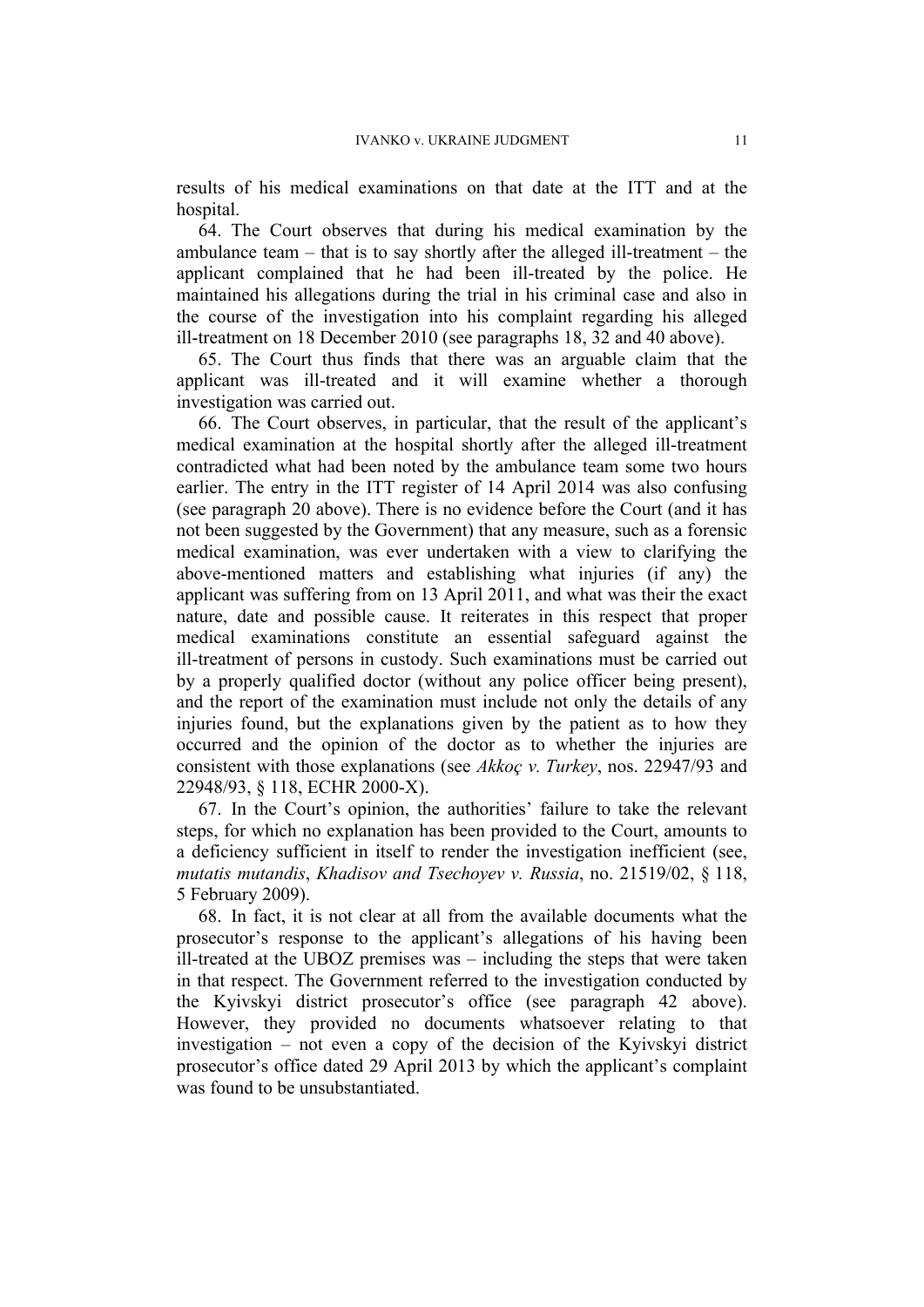results of his medical examinations on that date at the ITT and at the hospital.

64. The Court observes that during his medical examination by the ambulance team – that is to say shortly after the alleged ill-treatment – the applicant complained that he had been ill-treated by the police. He maintained his allegations during the trial in his criminal case and also in the course of the investigation into his complaint regarding his alleged ill-treatment on 18 December 2010 (see paragraphs 18, 32 and 40 above).

65. The Court thus finds that there was an arguable claim that the applicant was ill-treated and it will examine whether a thorough investigation was carried out.

66. The Court observes, in particular, that the result of the applicant's medical examination at the hospital shortly after the alleged ill-treatment contradicted what had been noted by the ambulance team some two hours earlier. The entry in the ITT register of 14 April 2014 was also confusing (see paragraph 20 above). There is no evidence before the Court (and it has not been suggested by the Government) that any measure, such as a forensic medical examination, was ever undertaken with a view to clarifying the above-mentioned matters and establishing what injuries (if any) the applicant was suffering from on 13 April 2011, and what was their the exact nature, date and possible cause. It reiterates in this respect that proper medical examinations constitute an essential safeguard against the ill-treatment of persons in custody. Such examinations must be carried out by a properly qualified doctor (without any police officer being present), and the report of the examination must include not only the details of any injuries found, but the explanations given by the patient as to how they occurred and the opinion of the doctor as to whether the injuries are consistent with those explanations (see *Akkoç v. Turkey*, nos. 22947/93 and 22948/93, § 118, ECHR 2000-X).

67. In the Court's opinion, the authorities' failure to take the relevant steps, for which no explanation has been provided to the Court, amounts to a deficiency sufficient in itself to render the investigation inefficient (see, *mutatis mutandis*, *Khadisov and Tsechoyev v. Russia*, no. 21519/02, § 118, 5 February 2009).

68. In fact, it is not clear at all from the available documents what the prosecutor's response to the applicant's allegations of his having been ill-treated at the UBOZ premises was – including the steps that were taken in that respect. The Government referred to the investigation conducted by the Kyivskyi district prosecutor's office (see paragraph 42 above). However, they provided no documents whatsoever relating to that investigation – not even a copy of the decision of the Kyivskyi district prosecutor's office dated 29 April 2013 by which the applicant's complaint was found to be unsubstantiated.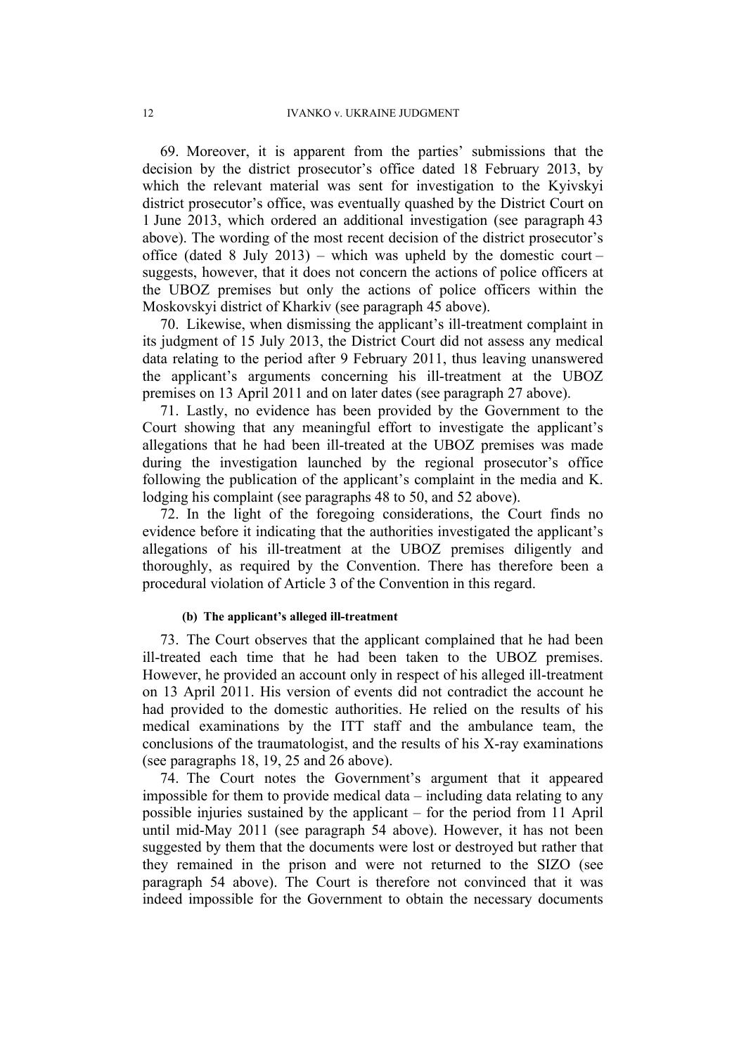69. Moreover, it is apparent from the parties' submissions that the decision by the district prosecutor's office dated 18 February 2013, by which the relevant material was sent for investigation to the Kyivskyi district prosecutor's office, was eventually quashed by the District Court on 1 June 2013, which ordered an additional investigation (see paragraph 43 above). The wording of the most recent decision of the district prosecutor's office (dated 8 July 2013) – which was upheld by the domestic court – suggests, however, that it does not concern the actions of police officers at the UBOZ premises but only the actions of police officers within the Moskovskyi district of Kharkiv (see paragraph 45 above).

70. Likewise, when dismissing the applicant's ill-treatment complaint in its judgment of 15 July 2013, the District Court did not assess any medical data relating to the period after 9 February 2011, thus leaving unanswered the applicant's arguments concerning his ill-treatment at the UBOZ premises on 13 April 2011 and on later dates (see paragraph 27 above).

71. Lastly, no evidence has been provided by the Government to the Court showing that any meaningful effort to investigate the applicant's allegations that he had been ill-treated at the UBOZ premises was made during the investigation launched by the regional prosecutor's office following the publication of the applicant's complaint in the media and K. lodging his complaint (see paragraphs 48 to 50, and 52 above).

72. In the light of the foregoing considerations, the Court finds no evidence before it indicating that the authorities investigated the applicant's allegations of his ill-treatment at the UBOZ premises diligently and thoroughly, as required by the Convention. There has therefore been a procedural violation of Article 3 of the Convention in this regard.

#### (b) The applicant's alleged ill-treatment

73. The Court observes that the applicant complained that he had been ill-treated each time that he had been taken to the UBOZ premises. However, he provided an account only in respect of his alleged ill-treatment on 13 April 2011. His version of events did not contradict the account he had provided to the domestic authorities. He relied on the results of his medical examinations by the ITT staff and the ambulance team, the conclusions of the traumatologist, and the results of his X-ray examinations (see paragraphs 18, 19, 25 and 26 above).

74. The Court notes the Government's argument that it appeared impossible for them to provide medical data – including data relating to any possible injuries sustained by the applicant – for the period from 11 April until mid-May 2011 (see paragraph 54 above). However, it has not been suggested by them that the documents were lost or destroyed but rather that they remained in the prison and were not returned to the SIZO (see paragraph 54 above). The Court is therefore not convinced that it was indeed impossible for the Government to obtain the necessary documents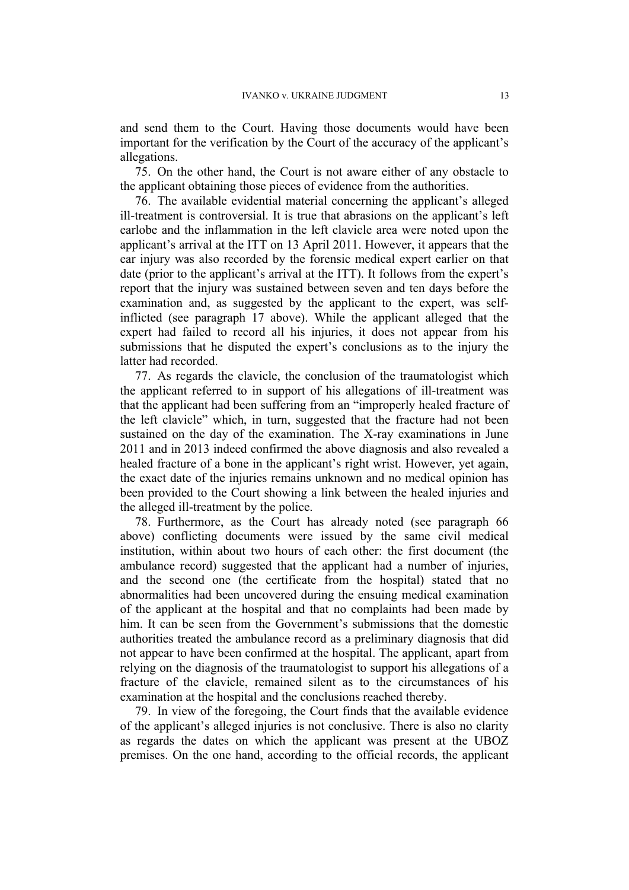and send them to the Court. Having those documents would have been important for the verification by the Court of the accuracy of the applicant's allegations.

75. On the other hand, the Court is not aware either of any obstacle to the applicant obtaining those pieces of evidence from the authorities.

76. The available evidential material concerning the applicant's alleged ill-treatment is controversial. It is true that abrasions on the applicant's left earlobe and the inflammation in the left clavicle area were noted upon the applicant's arrival at the ITT on 13 April 2011. However, it appears that the ear injury was also recorded by the forensic medical expert earlier on that date (prior to the applicant's arrival at the ITT). It follows from the expert's report that the injury was sustained between seven and ten days before the examination and, as suggested by the applicant to the expert, was self-inflicted (see paragraph 17 above). While the applicant alleged that the expert had failed to record all his injuries, it does not appear from his submissions that he disputed the expert's conclusions as to the injury the latter had recorded.

77. As regards the clavicle, the conclusion of the traumatologist which the applicant referred to in support of his allegations of ill-treatment was that the applicant had been suffering from an "improperly healed fracture of the left clavicle" which, in turn, suggested that the fracture had not been sustained on the day of the examination. The X-ray examinations in June 2011 and in 2013 indeed confirmed the above diagnosis and also revealed a healed fracture of a bone in the applicant's right wrist. However, yet again, the exact date of the injuries remains unknown and no medical opinion has been provided to the Court showing a link between the healed injuries and the alleged ill-treatment by the police.

78. Furthermore, as the Court has already noted (see paragraph 66 above) conflicting documents were issued by the same civil medical institution, within about two hours of each other: the first document (the ambulance record) suggested that the applicant had a number of injuries, and the second one (the certificate from the hospital) stated that no abnormalities had been uncovered during the ensuing medical examination of the applicant at the hospital and that no complaints had been made by him. It can be seen from the Government's submissions that the domestic authorities treated the ambulance record as a preliminary diagnosis that did not appear to have been confirmed at the hospital. The applicant, apart from relying on the diagnosis of the traumatologist to support his allegations of a fracture of the clavicle, remained silent as to the circumstances of his examination at the hospital and the conclusions reached thereby.

79. In view of the foregoing, the Court finds that the available evidence of the applicant's alleged injuries is not conclusive. There is also no clarity as regards the dates on which the applicant was present at the UBOZ premises. On the one hand, according to the official records, the applicant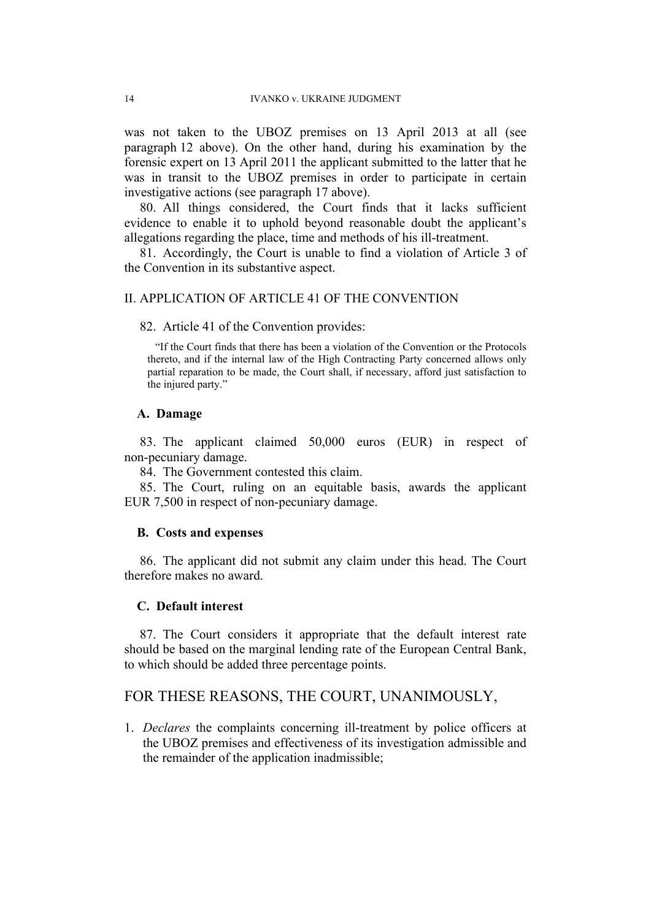was not taken to the UBOZ premises on 13 April 2013 at all (see paragraph 12 above). On the other hand, during his examination by the forensic expert on 13 April 2011 the applicant submitted to the latter that he was in transit to the UBOZ premises in order to participate in certain investigative actions (see paragraph 17 above).

80. All things considered, the Court finds that it lacks sufficient evidence to enable it to uphold beyond reasonable doubt the applicant's allegations regarding the place, time and methods of his ill-treatment.

81. Accordingly, the Court is unable to find a violation of Article 3 of the Convention in its substantive aspect.

## II. APPLICATION OF ARTICLE 41 OF THE CONVENTION

82. Article 41 of the Convention provides:

> "If the Court finds that there has been a violation of the Convention or the Protocols thereto, and if the internal law of the High Contracting Party concerned allows only partial reparation to be made, the Court shall, if necessary, afford just satisfaction to the injured party."

### A. Damage

83. The applicant claimed 50,000 euros (EUR) in respect of non-pecuniary damage.

84. The Government contested this claim.

85. The Court, ruling on an equitable basis, awards the applicant EUR 7,500 in respect of non-pecuniary damage.

### B. Costs and expenses

86. The applicant did not submit any claim under this head. The Court therefore makes no award.

### C. Default interest

87. The Court considers it appropriate that the default interest rate should be based on the marginal lending rate of the European Central Bank, to which should be added three percentage points.

## FOR THESE REASONS, THE COURT, UNANIMOUSLY,

1. *Declares* the complaints concerning ill-treatment by police officers at the UBOZ premises and effectiveness of its investigation admissible and the remainder of the application inadmissible;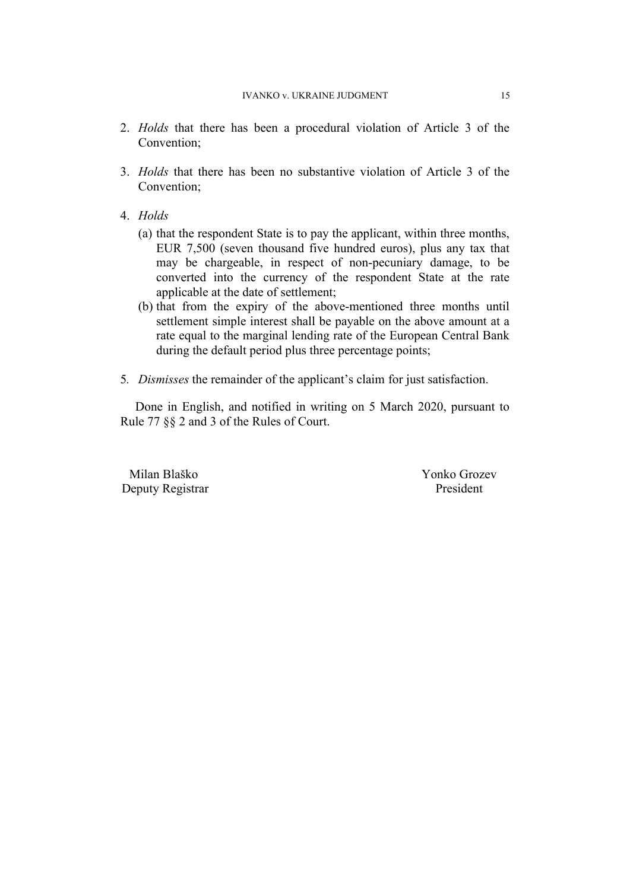2. *Holds* that there has been a procedural violation of Article 3 of the Convention;

3. *Holds* that there has been no substantive violation of Article 3 of the Convention;

4. *Holds*

   (a) that the respondent State is to pay the applicant, within three months, EUR 7,500 (seven thousand five hundred euros), plus any tax that may be chargeable, in respect of non-pecuniary damage, to be converted into the currency of the respondent State at the rate applicable at the date of settlement;

   (b) that from the expiry of the above-mentioned three months until settlement simple interest shall be payable on the above amount at a rate equal to the marginal lending rate of the European Central Bank during the default period plus three percentage points;

5. *Dismisses* the remainder of the applicant's claim for just satisfaction.

Done in English, and notified in writing on 5 March 2020, pursuant to Rule 77 §§ 2 and 3 of the Rules of Court.

| | |
|---|---|
| Milan Blaško | Yonko Grozev |
| Deputy Registrar | President |